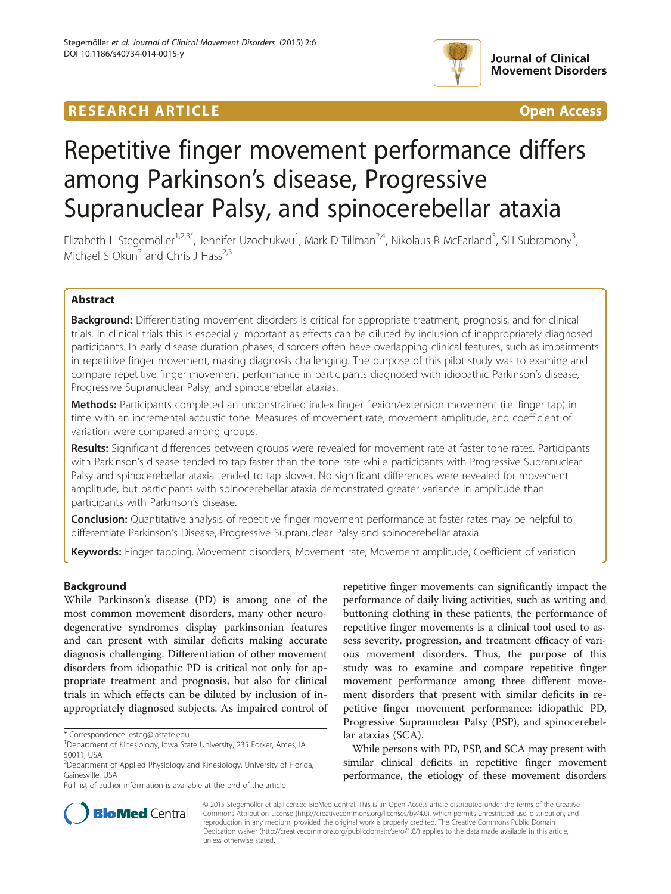RESEARCH ARTICLE

Open Access

# Repetitive finger movement performance differs among Parkinson's disease, Progressive Supranuclear Palsy, and spinocerebellar ataxia

Elizabeth L Stegemöller[1,2,3*], Jennifer Uzochukwu[1], Mark D Tillman[2,4], Nikolaus R McFarland[3], SH Subramony[3], Michael S Okun[3] and Chris J Hass[2,3]

## Abstract

**Background:** Differentiating movement disorders is critical for appropriate treatment, prognosis, and for clinical trials. In clinical trials this is especially important as effects can be diluted by inclusion of inappropriately diagnosed participants. In early disease duration phases, disorders often have overlapping clinical features, such as impairments in repetitive finger movement, making diagnosis challenging. The purpose of this pilot study was to examine and compare repetitive finger movement performance in participants diagnosed with idiopathic Parkinson's disease, Progressive Supranuclear Palsy, and spinocerebellar ataxias.

**Methods:** Participants completed an unconstrained index finger flexion/extension movement (i.e. finger tap) in time with an incremental acoustic tone. Measures of movement rate, movement amplitude, and coefficient of variation were compared among groups.

**Results:** Significant differences between groups were revealed for movement rate at faster tone rates. Participants with Parkinson's disease tended to tap faster than the tone rate while participants with Progressive Supranuclear Palsy and spinocerebellar ataxia tended to tap slower. No significant differences were revealed for movement amplitude, but participants with spinocerebellar ataxia demonstrated greater variance in amplitude than participants with Parkinson's disease.

**Conclusion:** Quantitative analysis of repetitive finger movement performance at faster rates may be helpful to differentiate Parkinson's Disease, Progressive Supranuclear Palsy and spinocerebellar ataxia.

**Keywords:** Finger tapping, Movement disorders, Movement rate, Movement amplitude, Coefficient of variation

## Background

While Parkinson's disease (PD) is among one of the most common movement disorders, many other neurodegenerative syndromes display parkinsonian features and can present with similar deficits making accurate diagnosis challenging. Differentiation of other movement disorders from idiopathic PD is critical not only for appropriate treatment and prognosis, but also for clinical trials in which effects can be diluted by inclusion of inappropriately diagnosed subjects. As impaired control of repetitive finger movements can significantly impact the performance of daily living activities, such as writing and buttoning clothing in these patients, the performance of repetitive finger movements is a clinical tool used to assess severity, progression, and treatment efficacy of various movement disorders. Thus, the purpose of this study was to examine and compare repetitive finger movement performance among three different movement disorders that present with similar deficits in repetitive finger movement performance: idiopathic PD, Progressive Supranuclear Palsy (PSP), and spinocerebellar ataxias (SCA).

While persons with PD, PSP, and SCA may present with similar clinical deficits in repetitive finger movement performance, the etiology of these movement disorders

\* Correspondence: esteg@iastate.edu
[1]Department of Kinesiology, Iowa State University, 235 Forker, Ames, IA 50011, USA
[2]Department of Applied Physiology and Kinesiology, University of Florida, Gainesville, USA
Full list of author information is available at the end of the article

© 2015 Stegemöller et al.; licensee BioMed Central. This is an Open Access article distributed under the terms of the Creative Commons Attribution License (http://creativecommons.org/licenses/by/4.0), which permits unrestricted use, distribution, and reproduction in any medium, provided the original work is properly credited. The Creative Commons Public Domain Dedication waiver (http://creativecommons.org/publicdomain/zero/1.0/) applies to the data made available in this article, unless otherwise stated.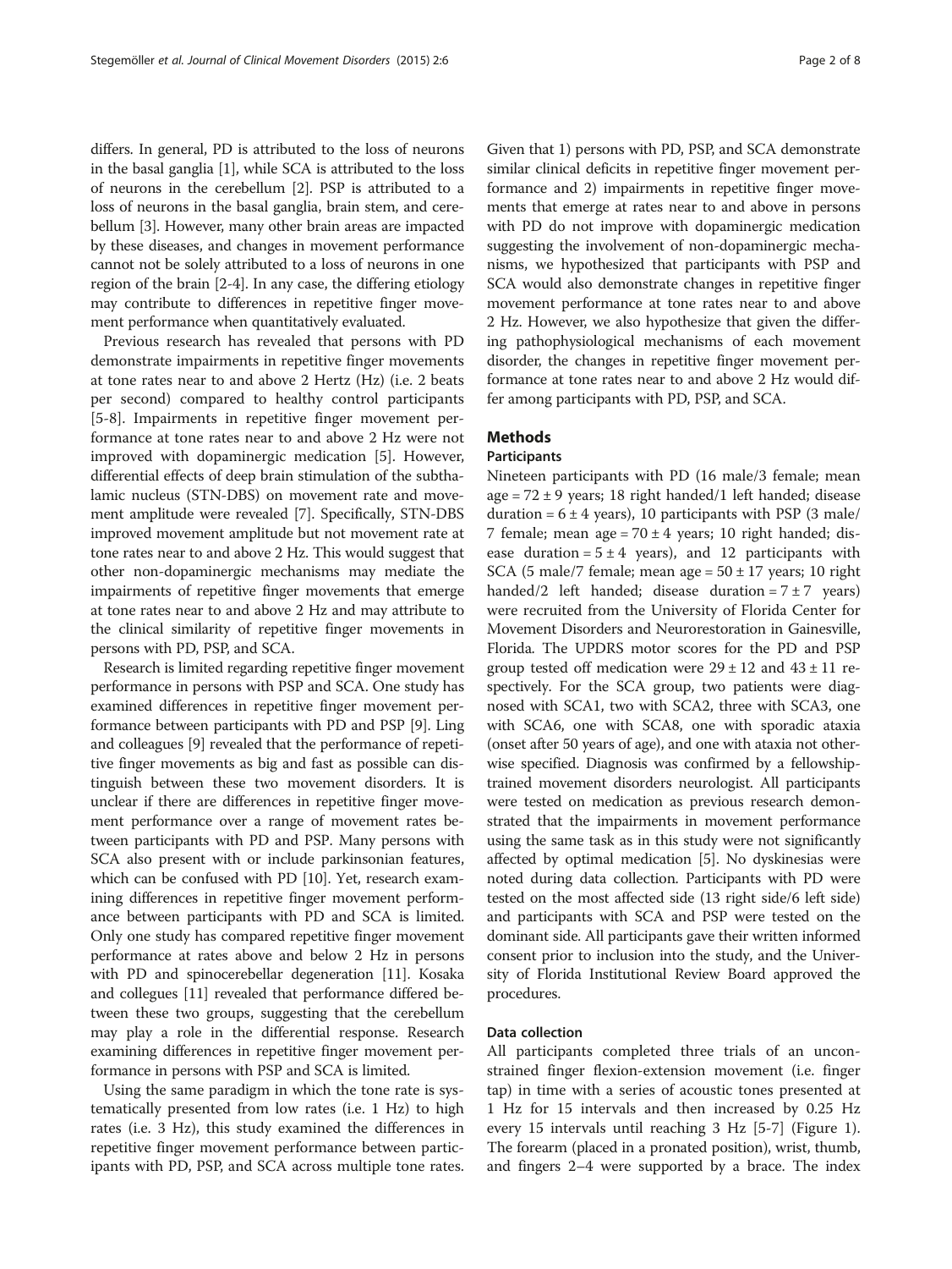differs. In general, PD is attributed to the loss of neurons in the basal ganglia [1], while SCA is attributed to the loss of neurons in the cerebellum [2]. PSP is attributed to a loss of neurons in the basal ganglia, brain stem, and cerebellum [3]. However, many other brain areas are impacted by these diseases, and changes in movement performance cannot not be solely attributed to a loss of neurons in one region of the brain [2-4]. In any case, the differing etiology may contribute to differences in repetitive finger movement performance when quantitatively evaluated.

Previous research has revealed that persons with PD demonstrate impairments in repetitive finger movements at tone rates near to and above 2 Hertz (Hz) (i.e. 2 beats per second) compared to healthy control participants [5-8]. Impairments in repetitive finger movement performance at tone rates near to and above 2 Hz were not improved with dopaminergic medication [5]. However, differential effects of deep brain stimulation of the subthalamic nucleus (STN-DBS) on movement rate and movement amplitude were revealed [7]. Specifically, STN-DBS improved movement amplitude but not movement rate at tone rates near to and above 2 Hz. This would suggest that other non-dopaminergic mechanisms may mediate the impairments of repetitive finger movements that emerge at tone rates near to and above 2 Hz and may attribute to the clinical similarity of repetitive finger movements in persons with PD, PSP, and SCA.

Research is limited regarding repetitive finger movement performance in persons with PSP and SCA. One study has examined differences in repetitive finger movement performance between participants with PD and PSP [9]. Ling and colleagues [9] revealed that the performance of repetitive finger movements as big and fast as possible can distinguish between these two movement disorders. It is unclear if there are differences in repetitive finger movement performance over a range of movement rates between participants with PD and PSP. Many persons with SCA also present with or include parkinsonian features, which can be confused with PD [10]. Yet, research examining differences in repetitive finger movement performance between participants with PD and SCA is limited. Only one study has compared repetitive finger movement performance at rates above and below 2 Hz in persons with PD and spinocerebellar degeneration [11]. Kosaka and collegues [11] revealed that performance differed between these two groups, suggesting that the cerebellum may play a role in the differential response. Research examining differences in repetitive finger movement performance in persons with PSP and SCA is limited.

Using the same paradigm in which the tone rate is systematically presented from low rates (i.e. 1 Hz) to high rates (i.e. 3 Hz), this study examined the differences in repetitive finger movement performance between participants with PD, PSP, and SCA across multiple tone rates. Given that 1) persons with PD, PSP, and SCA demonstrate similar clinical deficits in repetitive finger movement performance and 2) impairments in repetitive finger movements that emerge at rates near to and above in persons with PD do not improve with dopaminergic medication suggesting the involvement of non-dopaminergic mechanisms, we hypothesized that participants with PSP and SCA would also demonstrate changes in repetitive finger movement performance at tone rates near to and above 2 Hz. However, we also hypothesize that given the differing pathophysiological mechanisms of each movement disorder, the changes in repetitive finger movement performance at tone rates near to and above 2 Hz would differ among participants with PD, PSP, and SCA.

## Methods

### Participants

Nineteen participants with PD (16 male/3 female; mean age = 72 ± 9 years; 18 right handed/1 left handed; disease duration = 6 ± 4 years), 10 participants with PSP (3 male/7 female; mean age = 70 ± 4 years; 10 right handed; disease duration = 5 ± 4 years), and 12 participants with SCA (5 male/7 female; mean age = 50 ± 17 years; 10 right handed/2 left handed; disease duration = 7 ± 7 years) were recruited from the University of Florida Center for Movement Disorders and Neurorestoration in Gainesville, Florida. The UPDRS motor scores for the PD and PSP group tested off medication were 29 ± 12 and 43 ± 11 respectively. For the SCA group, two patients were diagnosed with SCA1, two with SCA2, three with SCA3, one with SCA6, one with SCA8, one with sporadic ataxia (onset after 50 years of age), and one with ataxia not otherwise specified. Diagnosis was confirmed by a fellowship-trained movement disorders neurologist. All participants were tested on medication as previous research demonstrated that the impairments in movement performance using the same task as in this study were not significantly affected by optimal medication [5]. No dyskinesias were noted during data collection. Participants with PD were tested on the most affected side (13 right side/6 left side) and participants with SCA and PSP were tested on the dominant side. All participants gave their written informed consent prior to inclusion into the study, and the University of Florida Institutional Review Board approved the procedures.

### Data collection

All participants completed three trials of an unconstrained finger flexion-extension movement (i.e. finger tap) in time with a series of acoustic tones presented at 1 Hz for 15 intervals and then increased by 0.25 Hz every 15 intervals until reaching 3 Hz [5-7] (Figure 1). The forearm (placed in a pronated position), wrist, thumb, and fingers 2–4 were supported by a brace. The index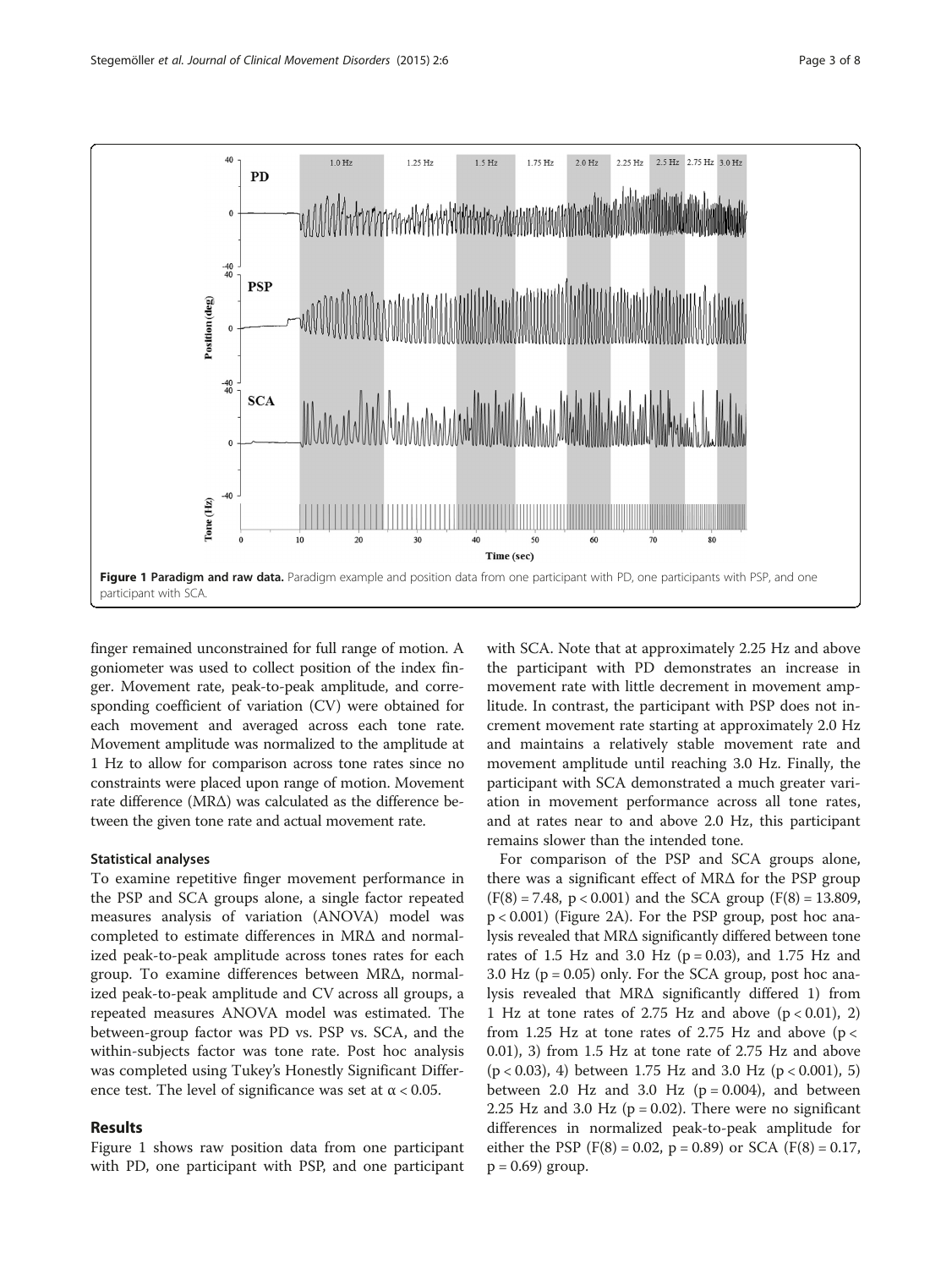**Figure 1 Paradigm and raw data.** Paradigm example and position data from one participant with PD, one participants with PSP, and one participant with SCA.

finger remained unconstrained for full range of motion. A goniometer was used to collect position of the index finger. Movement rate, peak-to-peak amplitude, and corresponding coefficient of variation (CV) were obtained for each movement and averaged across each tone rate. Movement amplitude was normalized to the amplitude at 1 Hz to allow for comparison across tone rates since no constraints were placed upon range of motion. Movement rate difference (MRΔ) was calculated as the difference between the given tone rate and actual movement rate.

### Statistical analyses

To examine repetitive finger movement performance in the PSP and SCA groups alone, a single factor repeated measures analysis of variation (ANOVA) model was completed to estimate differences in MRΔ and normalized peak-to-peak amplitude across tones rates for each group. To examine differences between MRΔ, normalized peak-to-peak amplitude and CV across all groups, a repeated measures ANOVA model was estimated. The between-group factor was PD vs. PSP vs. SCA, and the within-subjects factor was tone rate. Post hoc analysis was completed using Tukey's Honestly Significant Difference test. The level of significance was set at $\alpha < 0.05$.

## Results

Figure 1 shows raw position data from one participant with PD, one participant with PSP, and one participant with SCA. Note that at approximately 2.25 Hz and above the participant with PD demonstrates an increase in movement rate with little decrement in movement amplitude. In contrast, the participant with PSP does not increment movement rate starting at approximately 2.0 Hz and maintains a relatively stable movement rate and movement amplitude until reaching 3.0 Hz. Finally, the participant with SCA demonstrated a much greater variation in movement performance across all tone rates, and at rates near to and above 2.0 Hz, this participant remains slower than the intended tone.

For comparison of the PSP and SCA groups alone, there was a significant effect of MRΔ for the PSP group ($F(8) = 7.48$, $p < 0.001$) and the SCA group ($F(8) = 13.809$, $p < 0.001$) (Figure 2A). For the PSP group, post hoc analysis revealed that MRΔ significantly differed between tone rates of 1.5 Hz and 3.0 Hz ($p = 0.03$), and 1.75 Hz and 3.0 Hz ($p = 0.05$) only. For the SCA group, post hoc analysis revealed that MRΔ significantly differed 1) from 1 Hz at tone rates of 2.75 Hz and above ($p < 0.01$), 2) from 1.25 Hz at tone rates of 2.75 Hz and above ($p < 0.01$), 3) from 1.5 Hz at tone rate of 2.75 Hz and above ($p < 0.03$), 4) between 1.75 Hz and 3.0 Hz ($p < 0.001$), 5) between 2.0 Hz and 3.0 Hz ($p = 0.004$), and between 2.25 Hz and 3.0 Hz ($p = 0.02$). There were no significant differences in normalized peak-to-peak amplitude for either the PSP ($F(8) = 0.02$, $p = 0.89$) or SCA ($F(8) = 0.17$, $p = 0.69$) group.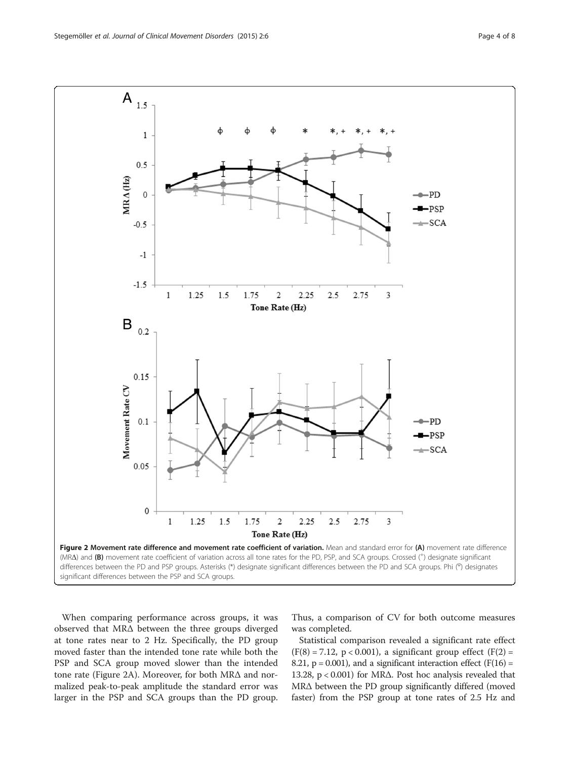**Figure 2 Movement rate difference and movement rate coefficient of variation.** Mean and standard error for **(A)** movement rate difference (MRΔ) and **(B)** movement rate coefficient of variation across all tone rates for the PD, PSP, and SCA groups. Crossed (+) designate significant differences between the PD and PSP groups. Asterisks (*) designate significant differences between the PD and SCA groups. Phi (ϕ) designates significant differences between the PSP and SCA groups.

When comparing performance across groups, it was observed that MRΔ between the three groups diverged at tone rates near to 2 Hz. Specifically, the PD group moved faster than the intended tone rate while both the PSP and SCA group moved slower than the intended tone rate (Figure 2A). Moreover, for both MRΔ and normalized peak-to-peak amplitude the standard error was larger in the PSP and SCA groups than the PD group. Thus, a comparison of CV for both outcome measures was completed.

Statistical comparison revealed a significant rate effect ($F(8) = 7.12$, $p < 0.001$), a significant group effect ($F(2) = 8.21$, $p = 0.001$), and a significant interaction effect ($F(16) = 13.28$, $p < 0.001$) for MRΔ. Post hoc analysis revealed that MRΔ between the PD group significantly differed (moved faster) from the PSP group at tone rates of 2.5 Hz and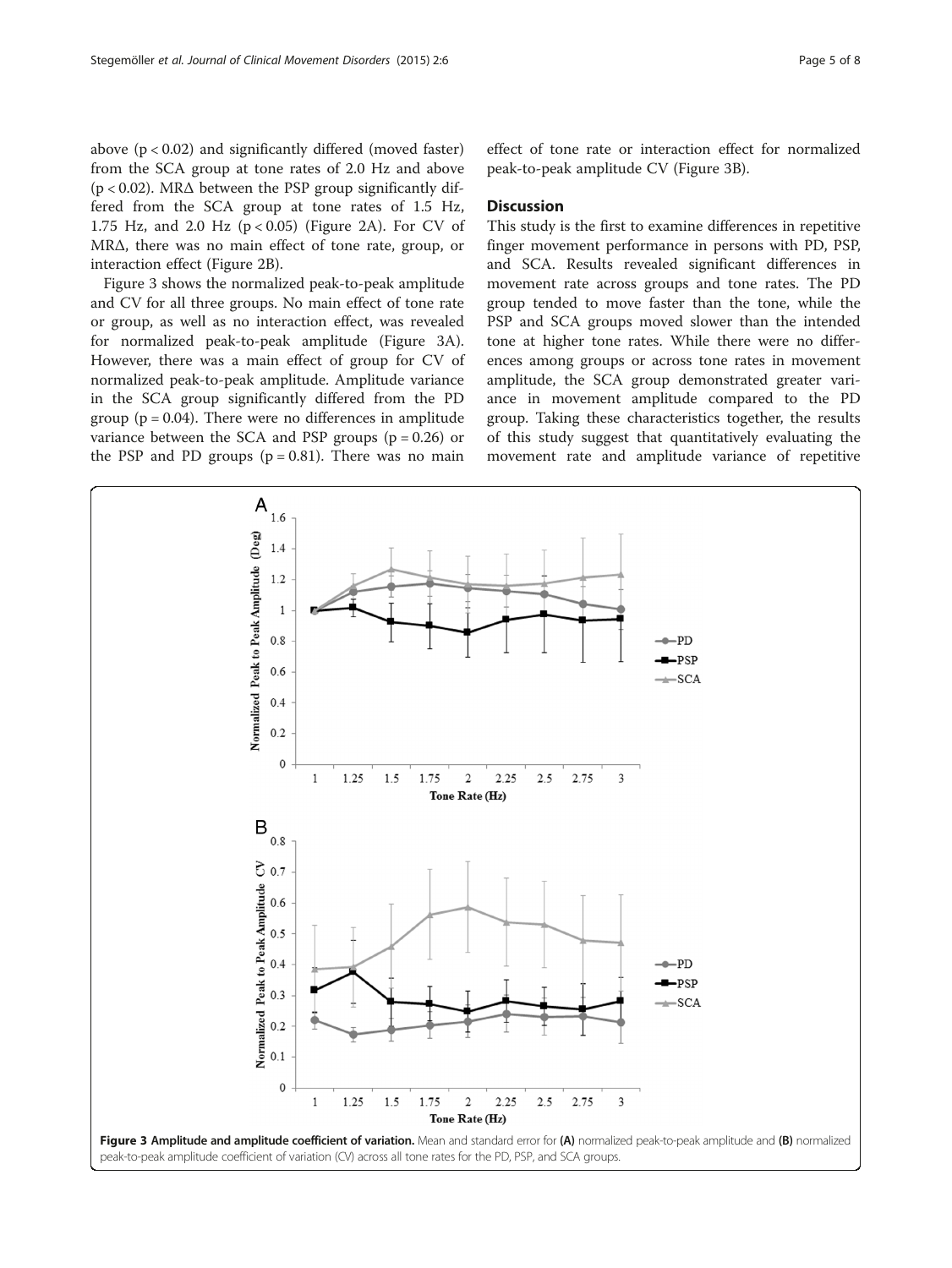above ($p < 0.02$) and significantly differed (moved faster) from the SCA group at tone rates of 2.0 Hz and above ($p < 0.02$). MRΔ between the PSP group significantly differed from the SCA group at tone rates of 1.5 Hz, 1.75 Hz, and 2.0 Hz ($p < 0.05$) (Figure 2A). For CV of MRΔ, there was no main effect of tone rate, group, or interaction effect (Figure 2B).

Figure 3 shows the normalized peak-to-peak amplitude and CV for all three groups. No main effect of tone rate or group, as well as no interaction effect, was revealed for normalized peak-to-peak amplitude (Figure 3A). However, there was a main effect of group for CV of normalized peak-to-peak amplitude. Amplitude variance in the SCA group significantly differed from the PD group ($p = 0.04$). There were no differences in amplitude variance between the SCA and PSP groups ($p = 0.26$) or the PSP and PD groups ($p = 0.81$). There was no main effect of tone rate or interaction effect for normalized peak-to-peak amplitude CV (Figure 3B).

## Discussion

This study is the first to examine differences in repetitive finger movement performance in persons with PD, PSP, and SCA. Results revealed significant differences in movement rate across groups and tone rates. The PD group tended to move faster than the tone, while the PSP and SCA groups moved slower than the intended tone at higher tone rates. While there were no differences among groups or across tone rates in movement amplitude, the SCA group demonstrated greater variance in movement amplitude compared to the PD group. Taking these characteristics together, the results of this study suggest that quantitatively evaluating the movement rate and amplitude variance of repetitive

**Figure 3 Amplitude and amplitude coefficient of variation.** Mean and standard error for **(A)** normalized peak-to-peak amplitude and **(B)** normalized peak-to-peak amplitude coefficient of variation (CV) across all tone rates for the PD, PSP, and SCA groups.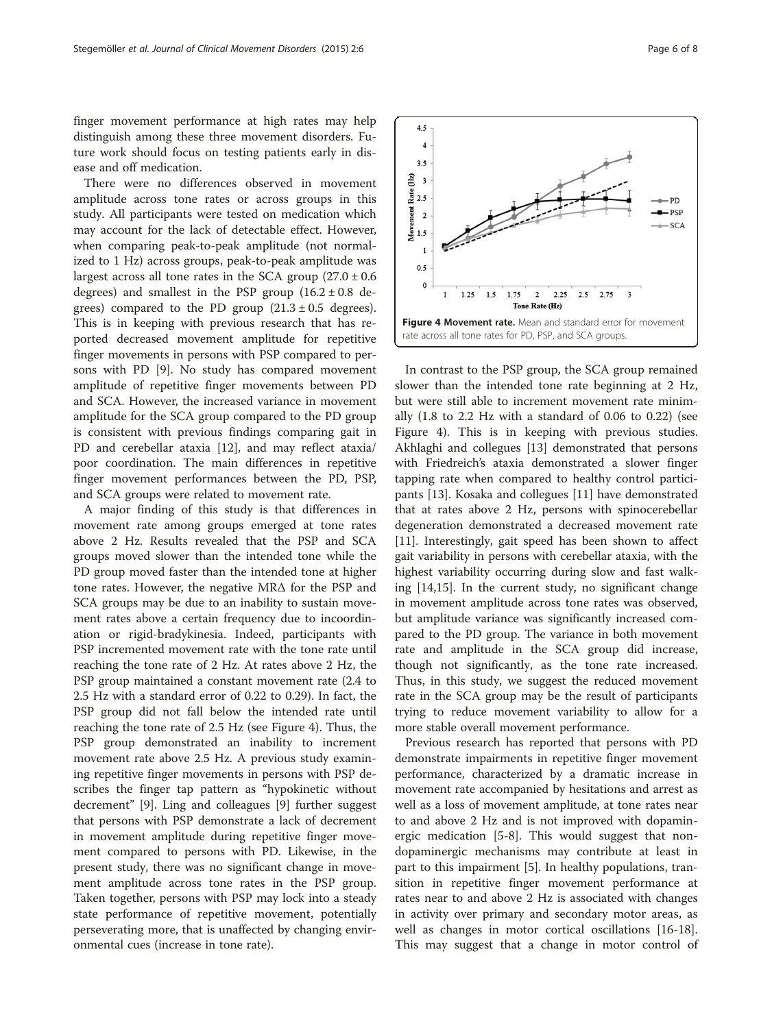finger movement performance at high rates may help distinguish among these three movement disorders. Future work should focus on testing patients early in disease and off medication.

There were no differences observed in movement amplitude across tone rates or across groups in this study. All participants were tested on medication which may account for the lack of detectable effect. However, when comparing peak-to-peak amplitude (not normalized to 1 Hz) across groups, peak-to-peak amplitude was largest across all tone rates in the SCA group ($27.0 \pm 0.6$ degrees) and smallest in the PSP group ($16.2 \pm 0.8$ degrees) compared to the PD group ($21.3 \pm 0.5$ degrees). This is in keeping with previous research that has reported decreased movement amplitude for repetitive finger movements in persons with PSP compared to persons with PD [9]. No study has compared movement amplitude of repetitive finger movements between PD and SCA. However, the increased variance in movement amplitude for the SCA group compared to the PD group is consistent with previous findings comparing gait in PD and cerebellar ataxia [12], and may reflect ataxia/poor coordination. The main differences in repetitive finger movement performances between the PD, PSP, and SCA groups were related to movement rate.

A major finding of this study is that differences in movement rate among groups emerged at tone rates above 2 Hz. Results revealed that the PSP and SCA groups moved slower than the intended tone while the PD group moved faster than the intended tone at higher tone rates. However, the negative MRΔ for the PSP and SCA groups may be due to an inability to sustain movement rates above a certain frequency due to incoordination or rigid-bradykinesia. Indeed, participants with PSP incremented movement rate with the tone rate until reaching the tone rate of 2 Hz. At rates above 2 Hz, the PSP group maintained a constant movement rate (2.4 to 2.5 Hz with a standard error of 0.22 to 0.29). In fact, the PSP group did not fall below the intended rate until reaching the tone rate of 2.5 Hz (see Figure 4). Thus, the PSP group demonstrated an inability to increment movement rate above 2.5 Hz. A previous study examining repetitive finger movements in persons with PSP describes the finger tap pattern as "hypokinetic without decrement" [9]. Ling and colleagues [9] further suggest that persons with PSP demonstrate a lack of decrement in movement amplitude during repetitive finger movement compared to persons with PD. Likewise, in the present study, there was no significant change in movement amplitude across tone rates in the PSP group. Taken together, persons with PSP may lock into a steady state performance of repetitive movement, potentially perseverating more, that is unaffected by changing environmental cues (increase in tone rate).

**Figure 4 Movement rate.** Mean and standard error for movement rate across all tone rates for PD, PSP, and SCA groups.

In contrast to the PSP group, the SCA group remained slower than the intended tone rate beginning at 2 Hz, but were still able to increment movement rate minimally (1.8 to 2.2 Hz with a standard of 0.06 to 0.22) (see Figure 4). This is in keeping with previous studies. Akhlaghi and collegues [13] demonstrated that persons with Friedreich's ataxia demonstrated a slower finger tapping rate when compared to healthy control participants [13]. Kosaka and collegues [11] have demonstrated that at rates above 2 Hz, persons with spinocerebellar degeneration demonstrated a decreased movement rate [11]. Interestingly, gait speed has been shown to affect gait variability in persons with cerebellar ataxia, with the highest variability occurring during slow and fast walking [14,15]. In the current study, no significant change in movement amplitude across tone rates was observed, but amplitude variance was significantly increased compared to the PD group. The variance in both movement rate and amplitude in the SCA group did increase, though not significantly, as the tone rate increased. Thus, in this study, we suggest the reduced movement rate in the SCA group may be the result of participants trying to reduce movement variability to allow for a more stable overall movement performance.

Previous research has reported that persons with PD demonstrate impairments in repetitive finger movement performance, characterized by a dramatic increase in movement rate accompanied by hesitations and arrest as well as a loss of movement amplitude, at tone rates near to and above 2 Hz and is not improved with dopaminergic medication [5-8]. This would suggest that non-dopaminergic mechanisms may contribute at least in part to this impairment [5]. In healthy populations, transition in repetitive finger movement performance at rates near to and above 2 Hz is associated with changes in activity over primary and secondary motor areas, as well as changes in motor cortical oscillations [16-18]. This may suggest that a change in motor control of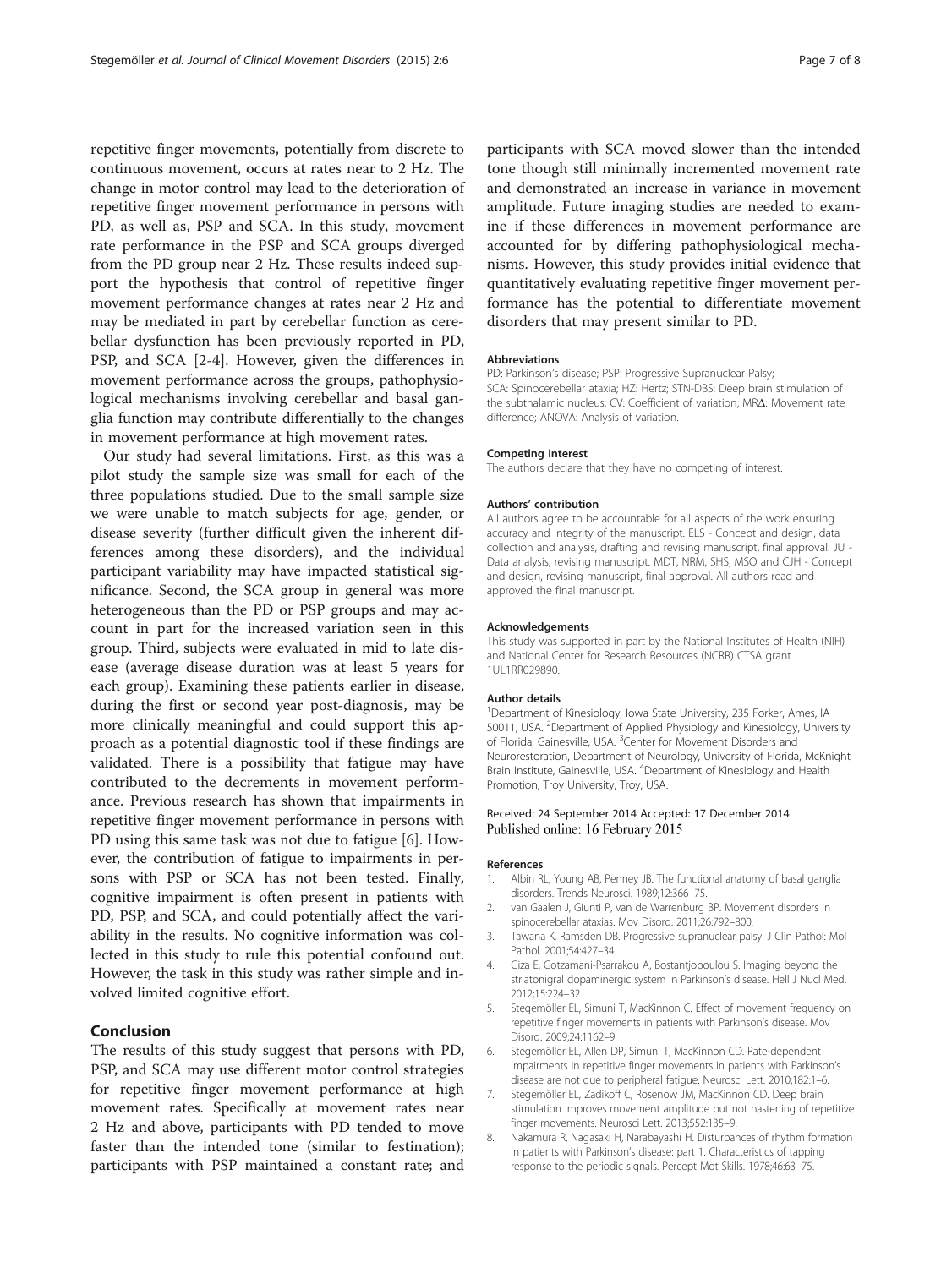repetitive finger movements, potentially from discrete to continuous movement, occurs at rates near to 2 Hz. The change in motor control may lead to the deterioration of repetitive finger movement performance in persons with PD, as well as, PSP and SCA. In this study, movement rate performance in the PSP and SCA groups diverged from the PD group near 2 Hz. These results indeed support the hypothesis that control of repetitive finger movement performance changes at rates near 2 Hz and may be mediated in part by cerebellar function as cerebellar dysfunction has been previously reported in PD, PSP, and SCA [2-4]. However, given the differences in movement performance across the groups, pathophysiological mechanisms involving cerebellar and basal ganglia function may contribute differentially to the changes in movement performance at high movement rates.

Our study had several limitations. First, as this was a pilot study the sample size was small for each of the three populations studied. Due to the small sample size we were unable to match subjects for age, gender, or disease severity (further difficult given the inherent differences among these disorders), and the individual participant variability may have impacted statistical significance. Second, the SCA group in general was more heterogeneous than the PD or PSP groups and may account in part for the increased variation seen in this group. Third, subjects were evaluated in mid to late disease (average disease duration was at least 5 years for each group). Examining these patients earlier in disease, during the first or second year post-diagnosis, may be more clinically meaningful and could support this approach as a potential diagnostic tool if these findings are validated. There is a possibility that fatigue may have contributed to the decrements in movement performance. Previous research has shown that impairments in repetitive finger movement performance in persons with PD using this same task was not due to fatigue [6]. However, the contribution of fatigue to impairments in persons with PSP or SCA has not been tested. Finally, cognitive impairment is often present in patients with PD, PSP, and SCA, and could potentially affect the variability in the results. No cognitive information was collected in this study to rule this potential confound out. However, the task in this study was rather simple and involved limited cognitive effort.

## Conclusion

The results of this study suggest that persons with PD, PSP, and SCA may use different motor control strategies for repetitive finger movement performance at high movement rates. Specifically at movement rates near 2 Hz and above, participants with PD tended to move faster than the intended tone (similar to festination); participants with PSP maintained a constant rate; and participants with SCA moved slower than the intended tone though still minimally incremented movement rate and demonstrated an increase in variance in movement amplitude. Future imaging studies are needed to examine if these differences in movement performance are accounted for by differing pathophysiological mechanisms. However, this study provides initial evidence that quantitatively evaluating repetitive finger movement performance has the potential to differentiate movement disorders that may present similar to PD.

#### Abbreviations

PD: Parkinson's disease; PSP: Progressive Supranuclear Palsy; SCA: Spinocerebellar ataxia; HZ: Hertz; STN-DBS: Deep brain stimulation of the subthalamic nucleus; CV: Coefficient of variation; MRΔ: Movement rate difference; ANOVA: Analysis of variation.

#### Competing interest

The authors declare that they have no competing of interest.

#### Authors' contribution

All authors agree to be accountable for all aspects of the work ensuring accuracy and integrity of the manuscript. ELS - Concept and design, data collection and analysis, drafting and revising manuscript, final approval. JU - Data analysis, revising manuscript. MDT, NRM, SHS, MSO and CJH - Concept and design, revising manuscript, final approval. All authors read and approved the final manuscript.

#### Acknowledgements

This study was supported in part by the National Institutes of Health (NIH) and National Center for Research Resources (NCRR) CTSA grant 1UL1RR029890.

#### Author details

[1]Department of Kinesiology, Iowa State University, 235 Forker, Ames, IA 50011, USA. [2]Department of Applied Physiology and Kinesiology, University of Florida, Gainesville, USA. [3]Center for Movement Disorders and Neurorestoration, Department of Neurology, University of Florida, McKnight Brain Institute, Gainesville, USA. [4]Department of Kinesiology and Health Promotion, Troy University, Troy, USA.

Received: 24 September 2014 Accepted: 17 December 2014
Published online: 16 February 2015

#### References

1. Albin RL, Young AB, Penney JB. The functional anatomy of basal ganglia disorders. Trends Neurosci. 1989;12:366–75.
2. van Gaalen J, Giunti P, van de Warrenburg BP. Movement disorders in spinocerebellar ataxias. Mov Disord. 2011;26:792–800.
3. Tawana K, Ramsden DB. Progressive supranuclear palsy. J Clin Pathol: Mol Pathol. 2001;54:427–34.
4. Giza E, Gotzamani-Psarrakou A, Bostantjopoulou S. Imaging beyond the striatonigral dopaminergic system in Parkinson's disease. Hell J Nucl Med. 2012;15:224–32.
5. Stegemöller EL, Simuni T, MacKinnon C. Effect of movement frequency on repetitive finger movements in patients with Parkinson's disease. Mov Disord. 2009;24:1162–9.
6. Stegemöller EL, Allen DP, Simuni T, MacKinnon CD. Rate-dependent impairments in repetitive finger movements in patients with Parkinson's disease are not due to peripheral fatigue. Neurosci Lett. 2010;182:1–6.
7. Stegemöller EL, Zadikoff C, Rosenow JM, MacKinnon CD. Deep brain stimulation improves movement amplitude but not hastening of repetitive finger movements. Neurosci Lett. 2013;552:135–9.
8. Nakamura R, Nagasaki H, Narabayashi H. Disturbances of rhythm formation in patients with Parkinson's disease: part 1. Characteristics of tapping response to the periodic signals. Percept Mot Skills. 1978;46:63–75.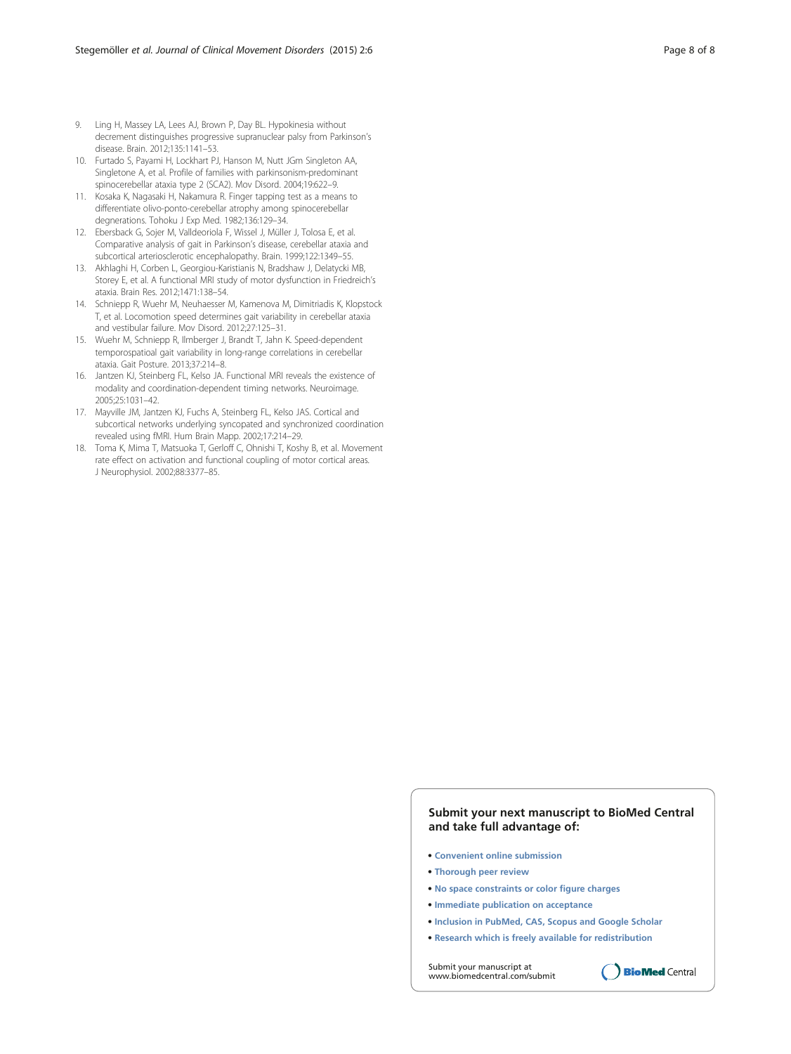9. Ling H, Massey LA, Lees AJ, Brown P, Day BL. Hypokinesia without decrement distinguishes progressive supranuclear palsy from Parkinson's disease. Brain. 2012;135:1141–53.
10. Furtado S, Payami H, Lockhart PJ, Hanson M, Nutt JGm Singleton AA, Singletone A, et al. Profile of families with parkinsonism-predominant spinocerebellar ataxia type 2 (SCA2). Mov Disord. 2004;19:622–9.
11. Kosaka K, Nagasaki H, Nakamura R. Finger tapping test as a means to differentiate olivo-ponto-cerebellar atrophy among spinocerebellar degnerations. Tohoku J Exp Med. 1982;136:129–34.
12. Ebersback G, Sojer M, Valldeoriola F, Wissel J, Müller J, Tolosa E, et al. Comparative analysis of gait in Parkinson's disease, cerebellar ataxia and subcortical arteriosclerotic encephalopathy. Brain. 1999;122:1349–55.
13. Akhlaghi H, Corben L, Georgiou-Karistianis N, Bradshaw J, Delatycki MB, Storey E, et al. A functional MRI study of motor dysfunction in Friedreich's ataxia. Brain Res. 2012;1471:138–54.
14. Schniepp R, Wuehr M, Neuhaesser M, Kamenova M, Dimitriadis K, Klopstock T, et al. Locomotion speed determines gait variability in cerebellar ataxia and vestibular failure. Mov Disord. 2012;27:125–31.
15. Wuehr M, Schniepp R, Ilmberger J, Brandt T, Jahn K. Speed-dependent temporospatioal gait variability in long-range correlations in cerebellar ataxia. Gait Posture. 2013;37:214–8.
16. Jantzen KJ, Steinberg FL, Kelso JA. Functional MRI reveals the existence of modality and coordination-dependent timing networks. Neuroimage. 2005;25:1031–42.
17. Mayville JM, Jantzen KJ, Fuchs A, Steinberg FL, Kelso JAS. Cortical and subcortical networks underlying syncopated and synchronized coordination revealed using fMRI. Hum Brain Mapp. 2002;17:214–29.
18. Toma K, Mima T, Matsuoka T, Gerloff C, Ohnishi T, Koshy B, et al. Movement rate effect on activation and functional coupling of motor cortical areas. J Neurophysiol. 2002;88:3377–85.

**Submit your next manuscript to BioMed Central and take full advantage of:**

- **Convenient online submission**
- **Thorough peer review**
- **No space constraints or color figure charges**
- **Immediate publication on acceptance**
- **Inclusion in PubMed, CAS, Scopus and Google Scholar**
- **Research which is freely available for redistribution**

Submit your manuscript at
www.biomedcentral.com/submit

BioMed Central